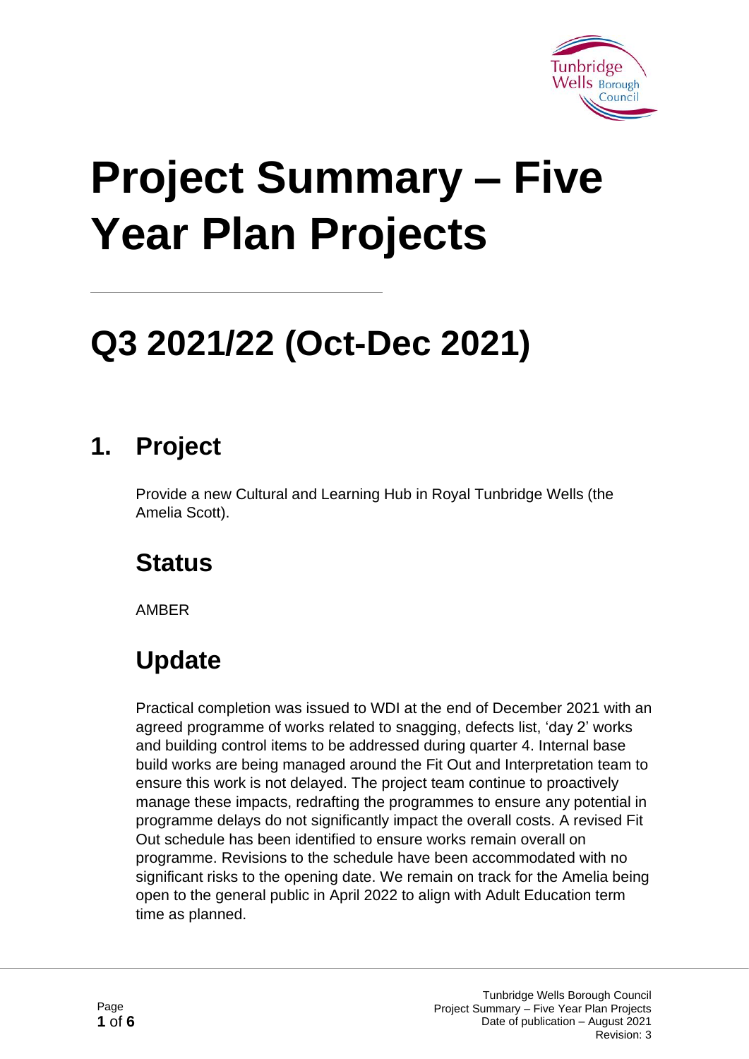# Project Summary – Five Year Plan Projects

## Q3 2021/22 (Oct-Dec 2021)

## 1. Project

Provide a new Cultural and Learning Hub in Royal Tunbridge Wells (the Amelia Scott).

### Status

AMBER

### Update

Practical completion was issued to WDI at the end of December 2021 with an agreed programme of works related to snagging, defects list, 'day 2' works and building control items to be addressed during quarter 4. Internal base build works are being managed around the Fit Out and Interpretation team to ensure this work is not delayed. The project team continue to proactively manage these impacts, redrafting the programmes to ensure any potential in programme delays do not significantly impact the overall costs. A revised Fit Out schedule has been identified to ensure works remain overall on programme. Revisions to the schedule have been accommodated with no significant risks to the opening date. We remain on track for the Amelia being open to the general public in April 2022 to align with Adult Education term time as planned.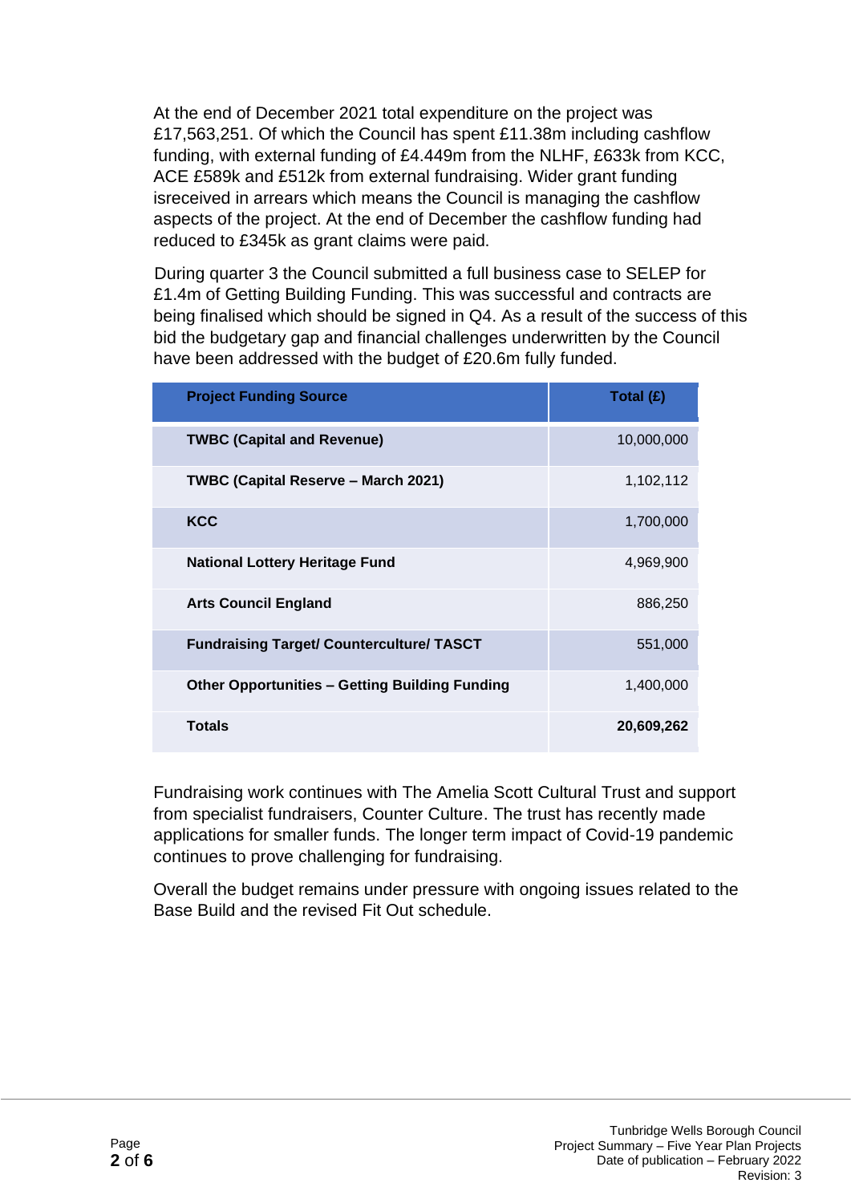At the end of December 2021 total expenditure on the project was £17,563,251. Of which the Council has spent £11.38m including cashflow funding, with external funding of £4.449m from the NLHF, £633k from KCC, ACE £589k and £512k from external fundraising. Wider grant funding isreceived in arrears which means the Council is managing the cashflow aspects of the project. At the end of December the cashflow funding had reduced to £345k as grant claims were paid.

During quarter 3 the Council submitted a full business case to SELEP for £1.4m of Getting Building Funding. This was successful and contracts are being finalised which should be signed in Q4. As a result of the success of this bid the budgetary gap and financial challenges underwritten by the Council have been addressed with the budget of £20.6m fully funded.

| Project Funding Source | Total (£) |
|---|---|
| **TWBC (Capital and Revenue)** | 10,000,000 |
| **TWBC (Capital Reserve – March 2021)** | 1,102,112 |
| **KCC** | 1,700,000 |
| **National Lottery Heritage Fund** | 4,969,900 |
| **Arts Council England** | 886,250 |
| **Fundraising Target/ Counterculture/ TASCT** | 551,000 |
| **Other Opportunities – Getting Building Funding** | 1,400,000 |
| **Totals** | **20,609,262** |

Fundraising work continues with The Amelia Scott Cultural Trust and support from specialist fundraisers, Counter Culture. The trust has recently made applications for smaller funds. The longer term impact of Covid-19 pandemic continues to prove challenging for fundraising.

Overall the budget remains under pressure with ongoing issues related to the Base Build and the revised Fit Out schedule.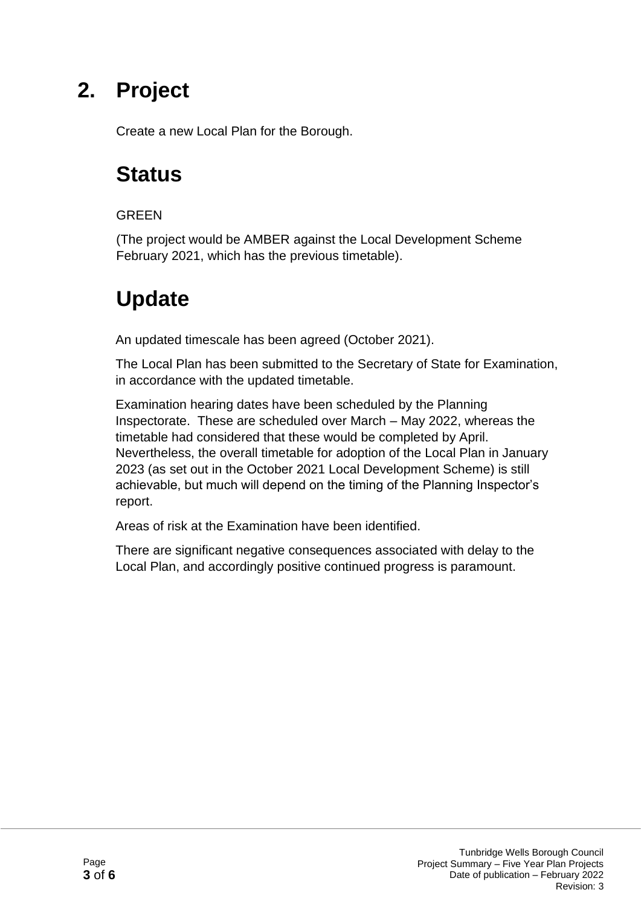# 2. Project

Create a new Local Plan for the Borough.

## Status

GREEN

(The project would be AMBER against the Local Development Scheme February 2021, which has the previous timetable).

## Update

An updated timescale has been agreed (October 2021).

The Local Plan has been submitted to the Secretary of State for Examination, in accordance with the updated timetable.

Examination hearing dates have been scheduled by the Planning Inspectorate. These are scheduled over March – May 2022, whereas the timetable had considered that these would be completed by April. Nevertheless, the overall timetable for adoption of the Local Plan in January 2023 (as set out in the October 2021 Local Development Scheme) is still achievable, but much will depend on the timing of the Planning Inspector's report.

Areas of risk at the Examination have been identified.

There are significant negative consequences associated with delay to the Local Plan, and accordingly positive continued progress is paramount.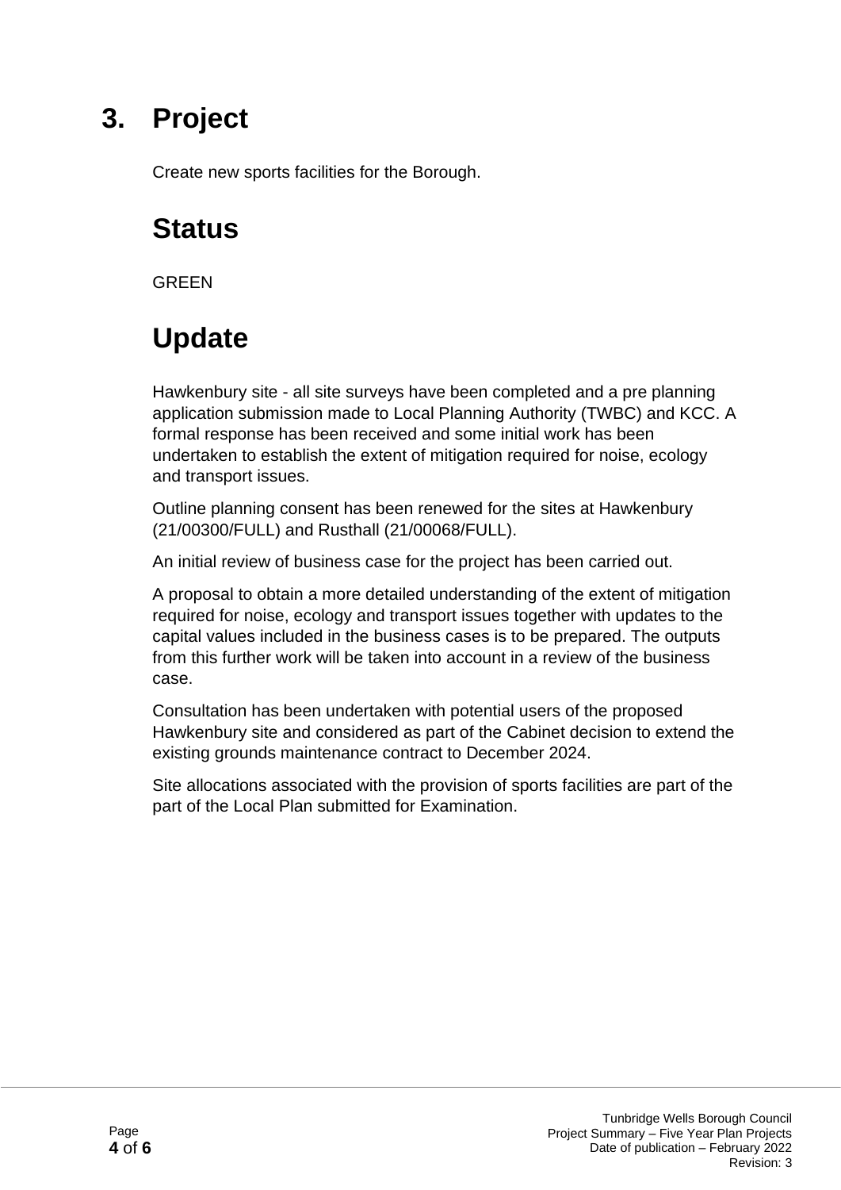# 3. Project

Create new sports facilities for the Borough.

# Status

GREEN

# Update

Hawkenbury site - all site surveys have been completed and a pre planning application submission made to Local Planning Authority (TWBC) and KCC. A formal response has been received and some initial work has been undertaken to establish the extent of mitigation required for noise, ecology and transport issues.

Outline planning consent has been renewed for the sites at Hawkenbury (21/00300/FULL) and Rusthall (21/00068/FULL).

An initial review of business case for the project has been carried out.

A proposal to obtain a more detailed understanding of the extent of mitigation required for noise, ecology and transport issues together with updates to the capital values included in the business cases is to be prepared. The outputs from this further work will be taken into account in a review of the business case.

Consultation has been undertaken with potential users of the proposed Hawkenbury site and considered as part of the Cabinet decision to extend the existing grounds maintenance contract to December 2024.

Site allocations associated with the provision of sports facilities are part of the part of the Local Plan submitted for Examination.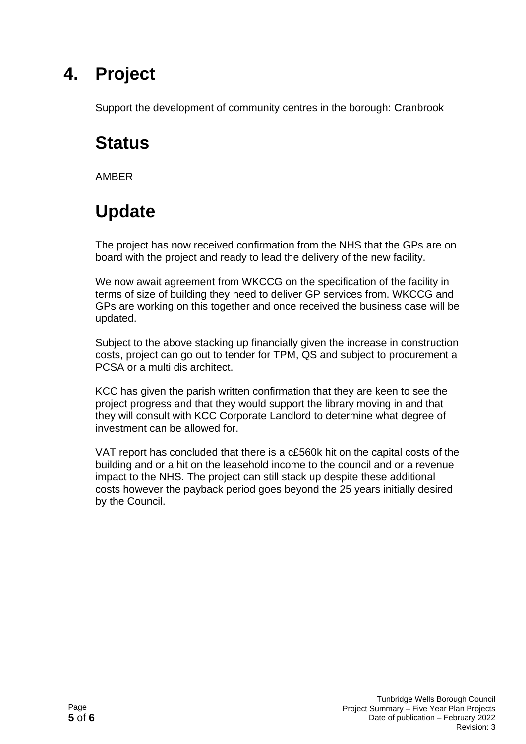# 4. Project

Support the development of community centres in the borough: Cranbrook

# Status

AMBER

# Update

The project has now received confirmation from the NHS that the GPs are on board with the project and ready to lead the delivery of the new facility.

We now await agreement from WKCCG on the specification of the facility in terms of size of building they need to deliver GP services from. WKCCG and GPs are working on this together and once received the business case will be updated.

Subject to the above stacking up financially given the increase in construction costs, project can go out to tender for TPM, QS and subject to procurement a PCSA or a multi dis architect.

KCC has given the parish written confirmation that they are keen to see the project progress and that they would support the library moving in and that they will consult with KCC Corporate Landlord to determine what degree of investment can be allowed for.

VAT report has concluded that there is a c£560k hit on the capital costs of the building and or a hit on the leasehold income to the council and or a revenue impact to the NHS. The project can still stack up despite these additional costs however the payback period goes beyond the 25 years initially desired by the Council.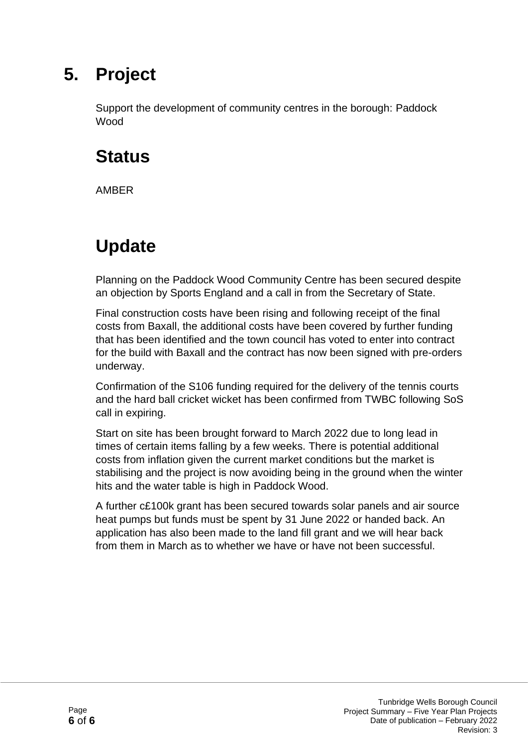# 5. Project

Support the development of community centres in the borough: Paddock Wood

# Status

AMBER

# Update

Planning on the Paddock Wood Community Centre has been secured despite an objection by Sports England and a call in from the Secretary of State.

Final construction costs have been rising and following receipt of the final costs from Baxall, the additional costs have been covered by further funding that has been identified and the town council has voted to enter into contract for the build with Baxall and the contract has now been signed with pre-orders underway.

Confirmation of the S106 funding required for the delivery of the tennis courts and the hard ball cricket wicket has been confirmed from TWBC following SoS call in expiring.

Start on site has been brought forward to March 2022 due to long lead in times of certain items falling by a few weeks. There is potential additional costs from inflation given the current market conditions but the market is stabilising and the project is now avoiding being in the ground when the winter hits and the water table is high in Paddock Wood.

A further c£100k grant has been secured towards solar panels and air source heat pumps but funds must be spent by 31 June 2022 or handed back. An application has also been made to the land fill grant and we will hear back from them in March as to whether we have or have not been successful.